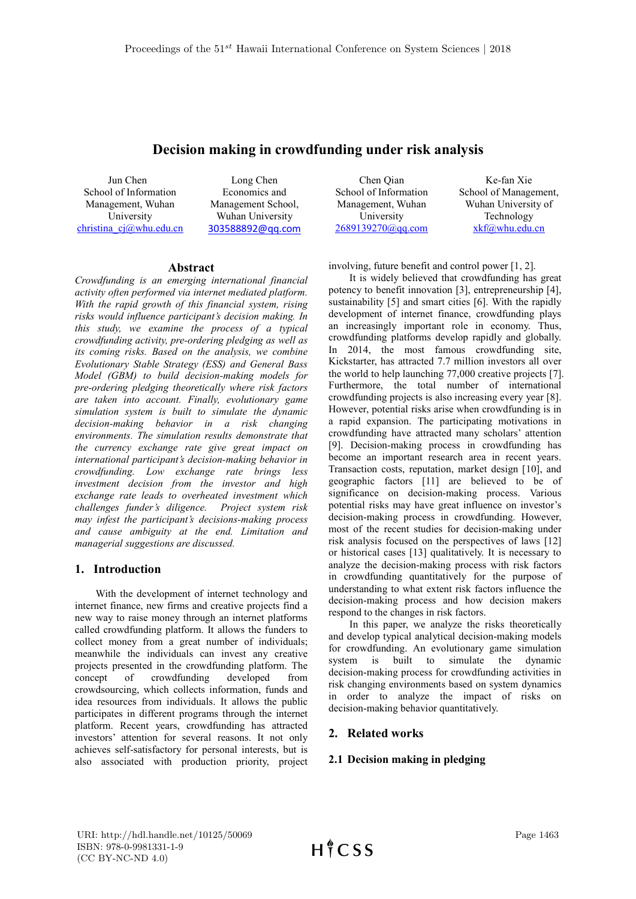# Decision making in crowdfunding under risk analysis

Jun Chen
School of Information Management, Wuhan University
christina_cj@whu.edu.cn

Long Chen
Economics and Management School, Wuhan University
303588892@qq.com

Chen Qian
School of Information Management, Wuhan University
2689139270@qq.com

Ke-fan Xie
School of Management, Wuhan University of Technology
xkf@whu.edu.cn

## Abstract

*Crowdfunding is an emerging international financial activity often performed via internet mediated platform. With the rapid growth of this financial system, rising risks would influence participant's decision making. In this study, we examine the process of a typical crowdfunding activity, pre-ordering pledging as well as its coming risks. Based on the analysis, we combine Evolutionary Stable Strategy (ESS) and General Bass Model (GBM) to build decision-making models for pre-ordering pledging theoretically where risk factors are taken into account. Finally, evolutionary game simulation system is built to simulate the dynamic decision-making behavior in a risk changing environments. The simulation results demonstrate that the currency exchange rate give great impact on international participant's decision-making behavior in crowdfunding. Low exchange rate brings less investment decision from the investor and high exchange rate leads to overheated investment which challenges funder's diligence. Project system risk may infest the participant's decisions-making process and cause ambiguity at the end. Limitation and managerial suggestions are discussed.*

## 1. Introduction

With the development of internet technology and internet finance, new firms and creative projects find a new way to raise money through an internet platforms called crowdfunding platform. It allows the funders to collect money from a great number of individuals; meanwhile the individuals can invest any creative projects presented in the crowdfunding platform. The concept of crowdfunding developed from crowdsourcing, which collects information, funds and idea resources from individuals. It allows the public participates in different programs through the internet platform. Recent years, crowdfunding has attracted investors' attention for several reasons. It not only achieves self-satisfactory for personal interests, but is also associated with production priority, project involving, future benefit and control power [1, 2].

It is widely believed that crowdfunding has great potency to benefit innovation [3], entrepreneurship [4], sustainability [5] and smart cities [6]. With the rapidly development of internet finance, crowdfunding plays an increasingly important role in economy. Thus, crowdfunding platforms develop rapidly and globally. In 2014, the most famous crowdfunding site, Kickstarter, has attracted 7.7 million investors all over the world to help launching 77,000 creative projects [7]. Furthermore, the total number of international crowdfunding projects is also increasing every year [8]. However, potential risks arise when crowdfunding is in a rapid expansion. The participating motivations in crowdfunding have attracted many scholars' attention [9]. Decision-making process in crowdfunding has become an important research area in recent years. Transaction costs, reputation, market design [10], and geographic factors [11] are believed to be of significance on decision-making process. Various potential risks may have great influence on investor's decision-making process in crowdfunding. However, most of the recent studies for decision-making under risk analysis focused on the perspectives of laws [12] or historical cases [13] qualitatively. It is necessary to analyze the decision-making process with risk factors in crowdfunding quantitatively for the purpose of understanding to what extent risk factors influence the decision-making process and how decision makers respond to the changes in risk factors.

In this paper, we analyze the risks theoretically and develop typical analytical decision-making models for crowdfunding. An evolutionary game simulation system is built to simulate the dynamic decision-making process for crowdfunding activities in risk changing environments based on system dynamics in order to analyze the impact of risks on decision-making behavior quantitatively.

## 2. Related works

### 2.1 Decision making in pledging

URI: http://hdl.handle.net/10125/50069
ISBN: 978-0-9981331-1-9
(CC BY-NC-ND 4.0)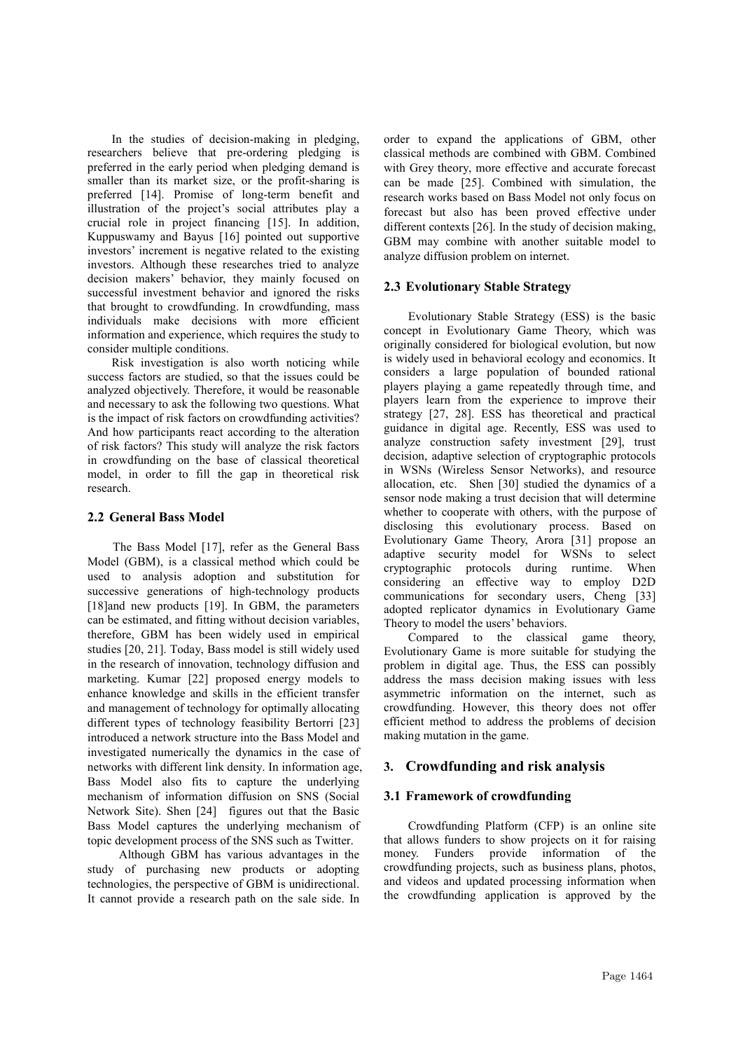In the studies of decision-making in pledging, researchers believe that pre-ordering pledging is preferred in the early period when pledging demand is smaller than its market size, or the profit-sharing is preferred [14]. Promise of long-term benefit and illustration of the project's social attributes play a crucial role in project financing [15]. In addition, Kuppuswamy and Bayus [16] pointed out supportive investors' increment is negative related to the existing investors. Although these researches tried to analyze decision makers' behavior, they mainly focused on successful investment behavior and ignored the risks that brought to crowdfunding. In crowdfunding, mass individuals make decisions with more efficient information and experience, which requires the study to consider multiple conditions.

Risk investigation is also worth noticing while success factors are studied, so that the issues could be analyzed objectively. Therefore, it would be reasonable and necessary to ask the following two questions. What is the impact of risk factors on crowdfunding activities? And how participants react according to the alteration of risk factors? This study will analyze the risk factors in crowdfunding on the base of classical theoretical model, in order to fill the gap in theoretical risk research.

### 2.2 General Bass Model

The Bass Model [17], refer as the General Bass Model (GBM), is a classical method which could be used to analysis adoption and substitution for successive generations of high-technology products [18]and new products [19]. In GBM, the parameters can be estimated, and fitting without decision variables, therefore, GBM has been widely used in empirical studies [20, 21]. Today, Bass model is still widely used in the research of innovation, technology diffusion and marketing. Kumar [22] proposed energy models to enhance knowledge and skills in the efficient transfer and management of technology for optimally allocating different types of technology feasibility Bertorri [23] introduced a network structure into the Bass Model and investigated numerically the dynamics in the case of networks with different link density. In information age, Bass Model also fits to capture the underlying mechanism of information diffusion on SNS (Social Network Site). Shen [24] figures out that the Basic Bass Model captures the underlying mechanism of topic development process of the SNS such as Twitter.

Although GBM has various advantages in the study of purchasing new products or adopting technologies, the perspective of GBM is unidirectional. It cannot provide a research path on the sale side. In order to expand the applications of GBM, other classical methods are combined with GBM. Combined with Grey theory, more effective and accurate forecast can be made [25]. Combined with simulation, the research works based on Bass Model not only focus on forecast but also has been proved effective under different contexts [26]. In the study of decision making, GBM may combine with another suitable model to analyze diffusion problem on internet.

### 2.3 Evolutionary Stable Strategy

Evolutionary Stable Strategy (ESS) is the basic concept in Evolutionary Game Theory, which was originally considered for biological evolution, but now is widely used in behavioral ecology and economics. It considers a large population of bounded rational players playing a game repeatedly through time, and players learn from the experience to improve their strategy [27, 28]. ESS has theoretical and practical guidance in digital age. Recently, ESS was used to analyze construction safety investment [29], trust decision, adaptive selection of cryptographic protocols in WSNs (Wireless Sensor Networks), and resource allocation, etc. Shen [30] studied the dynamics of a sensor node making a trust decision that will determine whether to cooperate with others, with the purpose of disclosing this evolutionary process. Based on Evolutionary Game Theory, Arora [31] propose an adaptive security model for WSNs to select cryptographic protocols during runtime. When considering an effective way to employ D2D communications for secondary users, Cheng [33] adopted replicator dynamics in Evolutionary Game Theory to model the users' behaviors.

Compared to the classical game theory, Evolutionary Game is more suitable for studying the problem in digital age. Thus, the ESS can possibly address the mass decision making issues with less asymmetric information on the internet, such as crowdfunding. However, this theory does not offer efficient method to address the problems of decision making mutation in the game.

## 3. Crowdfunding and risk analysis

### 3.1 Framework of crowdfunding

Crowdfunding Platform (CFP) is an online site that allows funders to show projects on it for raising money. Funders provide information of the crowdfunding projects, such as business plans, photos, and videos and updated processing information when the crowdfunding application is approved by the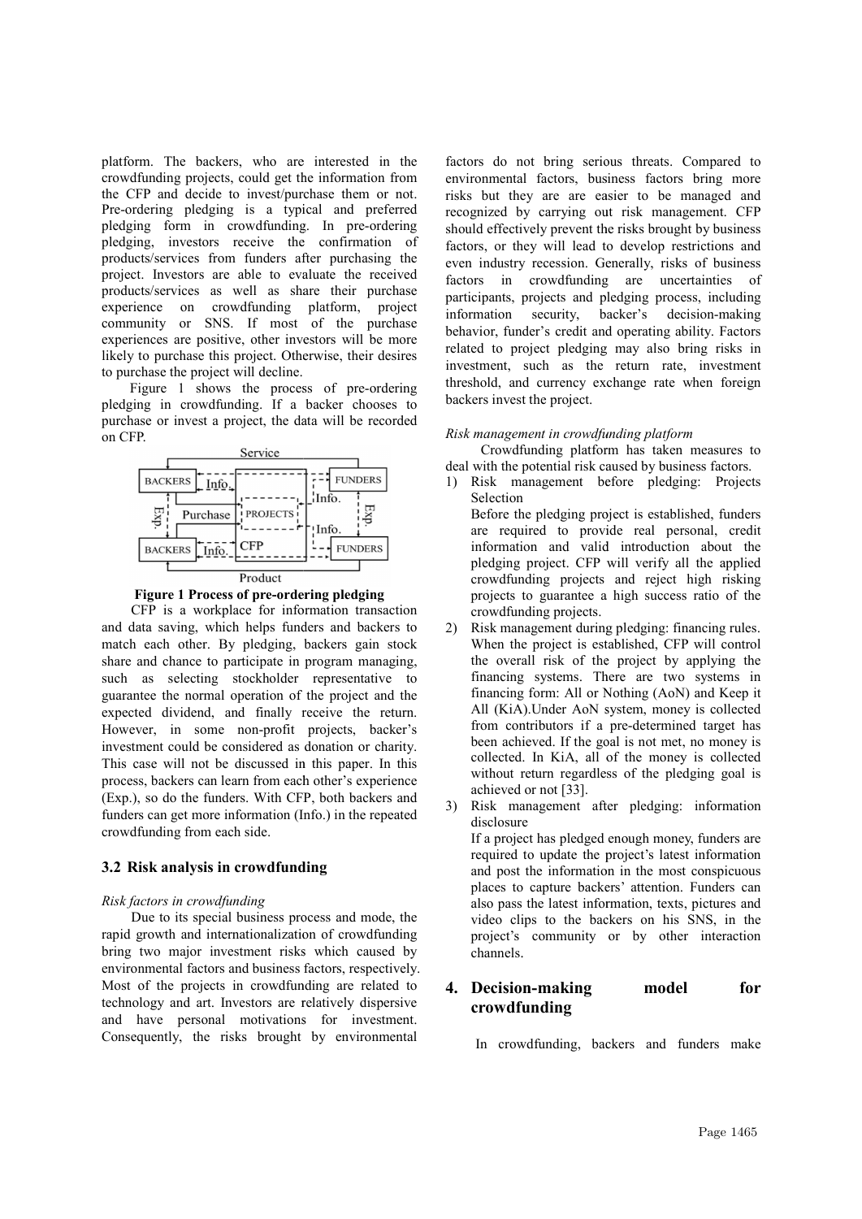platform. The backers, who are interested in the crowdfunding projects, could get the information from the CFP and decide to invest/purchase them or not. Pre-ordering pledging is a typical and preferred pledging form in crowdfunding. In pre-ordering pledging, investors receive the confirmation of products/services from funders after purchasing the project. Investors are able to evaluate the received products/services as well as share their purchase experience on crowdfunding platform, project community or SNS. If most of the purchase experiences are positive, other investors will be more likely to purchase this project. Otherwise, their desires to purchase the project will decline.

Figure 1 shows the process of pre-ordering pledging in crowdfunding. If a backer chooses to purchase or invest a project, the data will be recorded on CFP.

Service

BACKERS

Info.

FUNDERS

Info.

Exp.

Purchase

PROJECTS

Exp.

Info.

BACKERS

Info.

CFP

FUNDERS

Product

**Figure 1 Process of pre-ordering pledging**

CFP is a workplace for information transaction and data saving, which helps funders and backers to match each other. By pledging, backers gain stock share and chance to participate in program managing, such as selecting stockholder representative to guarantee the normal operation of the project and the expected dividend, and finally receive the return. However, in some non-profit projects, backer's investment could be considered as donation or charity. This case will not be discussed in this paper. In this process, backers can learn from each other's experience (Exp.), so do the funders. With CFP, both backers and funders can get more information (Info.) in the repeated crowdfunding from each side.

### 3.2 Risk analysis in crowdfunding

*Risk factors in crowdfunding*

Due to its special business process and mode, the rapid growth and internationalization of crowdfunding bring two major investment risks which caused by environmental factors and business factors, respectively. Most of the projects in crowdfunding are related to technology and art. Investors are relatively dispersive and have personal motivations for investment. Consequently, the risks brought by environmental factors do not bring serious threats. Compared to environmental factors, business factors bring more risks but they are are easier to be managed and recognized by carrying out risk management. CFP should effectively prevent the risks brought by business factors, or they will lead to develop restrictions and even industry recession. Generally, risks of business factors in crowdfunding are uncertainties of participants, projects and pledging process, including information security, backer's decision-making behavior, funder's credit and operating ability. Factors related to project pledging may also bring risks in investment, such as the return rate, investment threshold, and currency exchange rate when foreign backers invest the project.

*Risk management in crowdfunding platform*

Crowdfunding platform has taken measures to deal with the potential risk caused by business factors.

1) Risk management before pledging: Projects Selection
   Before the pledging project is established, funders are required to provide real personal, credit information and valid introduction about the pledging project. CFP will verify all the applied crowdfunding projects and reject high risking projects to guarantee a high success ratio of the crowdfunding projects.
2) Risk management during pledging: financing rules. When the project is established, CFP will control the overall risk of the project by applying the financing systems. There are two systems in financing form: All or Nothing (AoN) and Keep it All (KiA).Under AoN system, money is collected from contributors if a pre-determined target has been achieved. If the goal is not met, no money is collected. In KiA, all of the money is collected without return regardless of the pledging goal is achieved or not [33].
3) Risk management after pledging: information disclosure
   If a project has pledged enough money, funders are required to update the project's latest information and post the information in the most conspicuous places to capture backers' attention. Funders can also pass the latest information, texts, pictures and video clips to the backers on his SNS, in the project's community or by other interaction channels.

## 4. Decision-making model for crowdfunding

In crowdfunding, backers and funders make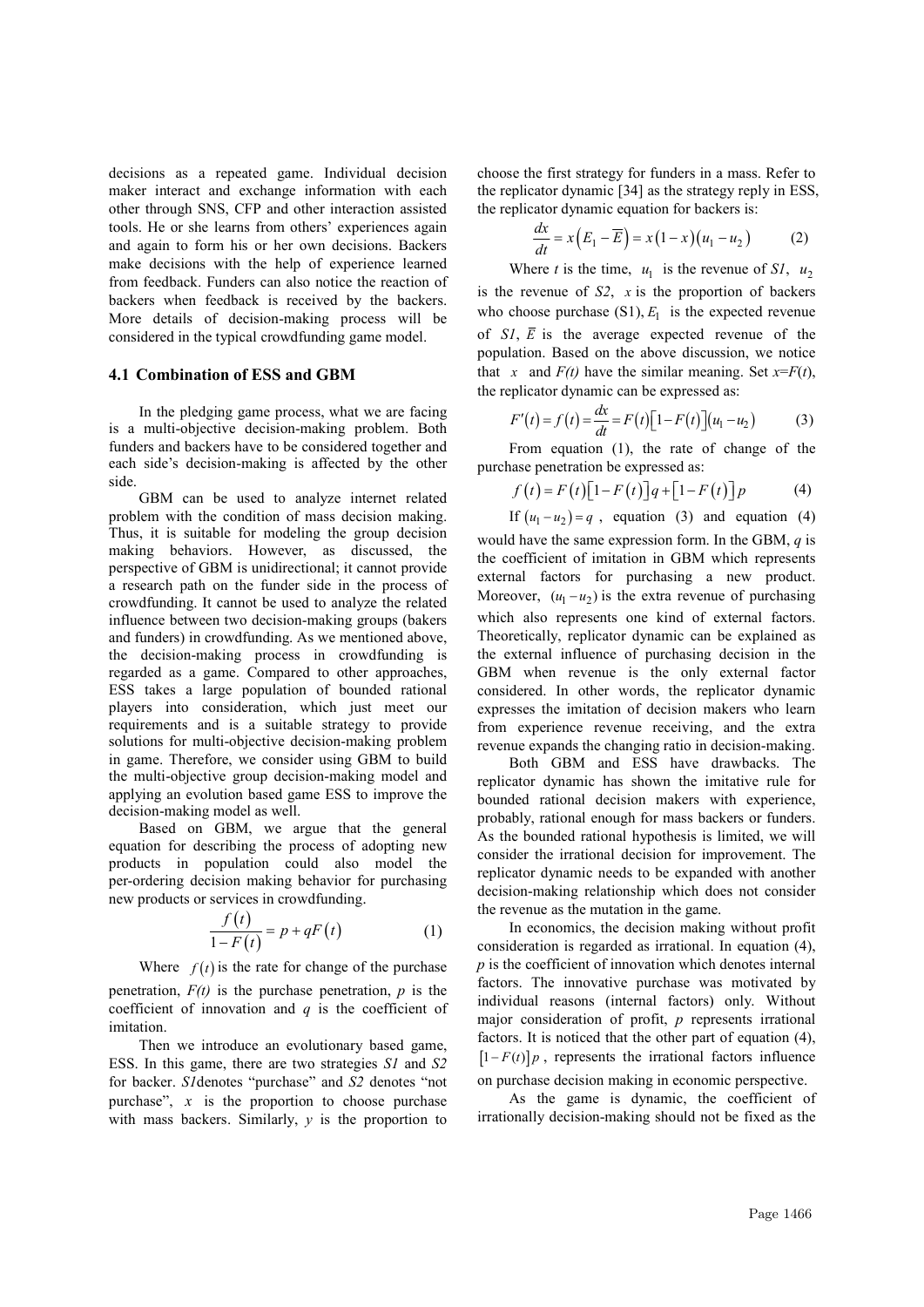decisions as a repeated game. Individual decision maker interact and exchange information with each other through SNS, CFP and other interaction assisted tools. He or she learns from others' experiences again and again to form his or her own decisions. Backers make decisions with the help of experience learned from feedback. Funders can also notice the reaction of backers when feedback is received by the backers. More details of decision-making process will be considered in the typical crowdfunding game model.

## 4.1 Combination of ESS and GBM

In the pledging game process, what we are facing is a multi-objective decision-making problem. Both funders and backers have to be considered together and each side's decision-making is affected by the other side.

GBM can be used to analyze internet related problem with the condition of mass decision making. Thus, it is suitable for modeling the group decision making behaviors. However, as discussed, the perspective of GBM is unidirectional; it cannot provide a research path on the funder side in the process of crowdfunding. It cannot be used to analyze the related influence between two decision-making groups (bakers and funders) in crowdfunding. As we mentioned above, the decision-making process in crowdfunding is regarded as a game. Compared to other approaches, ESS takes a large population of bounded rational players into consideration, which just meet our requirements and is a suitable strategy to provide solutions for multi-objective decision-making problem in game. Therefore, we consider using GBM to build the multi-objective group decision-making model and applying an evolution based game ESS to improve the decision-making model as well.

Based on GBM, we argue that the general equation for describing the process of adopting new products in population could also model the per-ordering decision making behavior for purchasing new products or services in crowdfunding.

$$\frac{f(t)}{1-F(t)} = p + qF(t) \tag{1}$$

Where $f(t)$ is the rate for change of the purchase penetration, $F(t)$ is the purchase penetration, $p$ is the coefficient of innovation and $q$ is the coefficient of imitation.

Then we introduce an evolutionary based game, ESS. In this game, there are two strategies *S1* and *S2* for backer. *S1*denotes "purchase" and *S2* denotes "not purchase", $x$ is the proportion to choose purchase with mass backers. Similarly, $y$ is the proportion to choose the first strategy for funders in a mass. Refer to the replicator dynamic [34] as the strategy reply in ESS, the replicator dynamic equation for backers is:

$$\frac{dx}{dt} = x\left(E_1 - \overline{E}\right) = x\left(1-x\right)\left(u_1 - u_2\right) \tag{2}$$

Where $t$ is the time, $u_1$ is the revenue of *S1*, $u_2$ is the revenue of *S2*, $x$ is the proportion of backers who choose purchase (S1), $E_1$ is the expected revenue of *S1*, $\overline{E}$ is the average expected revenue of the population. Based on the above discussion, we notice that $x$ and $F(t)$ have the similar meaning. Set $x$=$F(t)$, the replicator dynamic can be expressed as:

$$F'(t) = f(t) = \frac{dx}{dt} = F(t)\left[1-F(t)\right]\left(u_1 - u_2\right) \tag{3}$$

From equation (1), the rate of change of the purchase penetration be expressed as:

$$f(t) = F(t)\left[1-F(t)\right]q + \left[1-F(t)\right]p \tag{4}$$

If $(u_1 - u_2) = q$, equation (3) and equation (4) would have the same expression form. In the GBM, $q$ is the coefficient of imitation in GBM which represents external factors for purchasing a new product. Moreover, $(u_1 - u_2)$ is the extra revenue of purchasing which also represents one kind of external factors. Theoretically, replicator dynamic can be explained as the external influence of purchasing decision in the GBM when revenue is the only external factor considered. In other words, the replicator dynamic expresses the imitation of decision makers who learn from experience revenue receiving, and the extra revenue expands the changing ratio in decision-making.

Both GBM and ESS have drawbacks. The replicator dynamic has shown the imitative rule for bounded rational decision makers with experience, probably, rational enough for mass backers or funders. As the bounded rational hypothesis is limited, we will consider the irrational decision for improvement. The replicator dynamic needs to be expanded with another decision-making relationship which does not consider the revenue as the mutation in the game.

In economics, the decision making without profit consideration is regarded as irrational. In equation (4), $p$ is the coefficient of innovation which denotes internal factors. The innovative purchase was motivated by individual reasons (internal factors) only. Without major consideration of profit, $p$ represents irrational factors. It is noticed that the other part of equation (4), $\left[1-F(t)\right]p$, represents the irrational factors influence on purchase decision making in economic perspective.

As the game is dynamic, the coefficient of irrationally decision-making should not be fixed as the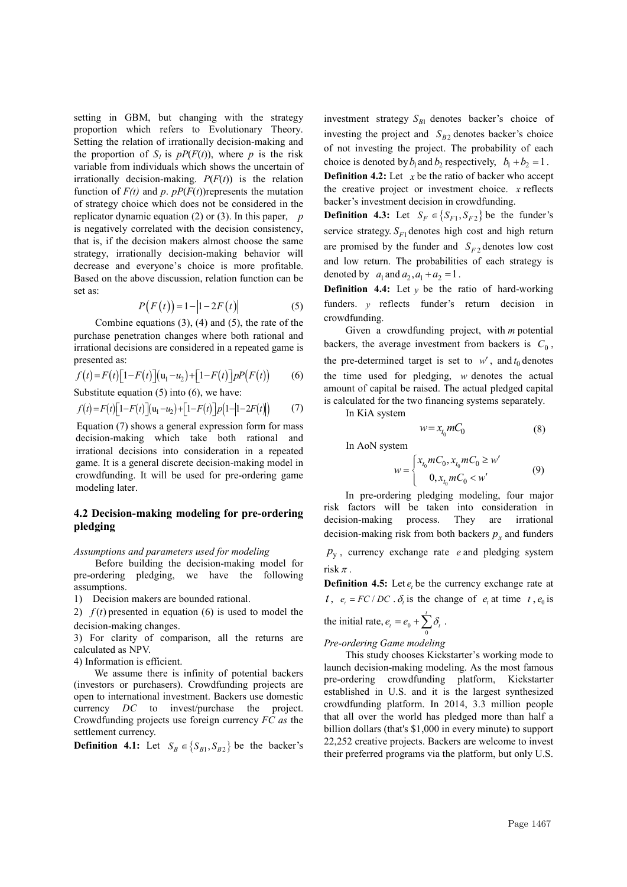setting in GBM, but changing with the strategy proportion which refers to Evolutionary Theory. Setting the relation of irrationally decision-making and the proportion of $S_1$ is $pP(F(t))$, where $p$ is the risk variable from individuals which shows the uncertain of irrationally decision-making. $P(F(t))$ is the relation function of $F(t)$ and $p$. $pP(F(t))$represents the mutation of strategy choice which does not be considered in the replicator dynamic equation (2) or (3). In this paper, $p$ is negatively correlated with the decision consistency, that is, if the decision makers almost choose the same strategy, irrationally decision-making behavior will decrease and everyone's choice is more profitable. Based on the above discussion, relation function can be set as:

$$P\left(F\left(t\right)\right)=1-\left|1-2F\left(t\right)\right| \tag{5}$$

Combine equations (3), (4) and (5), the rate of the purchase penetration changes where both rational and irrational decisions are considered in a repeated game is presented as:

$$f\left(t\right)=F\left(t\right)\left[1-F\left(t\right)\right]\left(u_1-u_2\right)+\left[1-F\left(t\right)\right]pP\left(F\left(t\right)\right) \tag{6}$$

Substitute equation (5) into (6), we have:

$$f\left(t\right)=F\left(t\right)\left[1-F\left(t\right)\right]\left(u_1-u_2\right)+\left[1-F\left(t\right)\right]p\left(1-\left|1-2F\left(t\right)\right|\right) \tag{7}$$

Equation (7) shows a general expression form for mass decision-making which take both rational and irrational decisions into consideration in a repeated game. It is a general discrete decision-making model in crowdfunding. It will be used for pre-ordering game modeling later.

## 4.2 Decision-making modeling for pre-ordering pledging

*Assumptions and parameters used for modeling*

Before building the decision-making model for pre-ordering pledging, we have the following assumptions.

1) Decision makers are bounded rational.
2) $f(t)$ presented in equation (6) is used to model the decision-making changes.
3) For clarity of comparison, all the returns are calculated as NPV.
4) Information is efficient.

We assume there is infinity of potential backers (investors or purchasers). Crowdfunding projects are open to international investment. Backers use domestic currency *DC* to invest/purchase the project. Crowdfunding projects use foreign currency *FC as* the settlement currency.

**Definition 4.1:** Let $S_B \in \{S_{B1}, S_{B2}\}$ be the backer's investment strategy $S_{B1}$ denotes backer's choice of investing the project and $S_{B2}$ denotes backer's choice of not investing the project. The probability of each choice is denoted by $b_1$ and $b_2$ respectively, $b_1 + b_2 = 1$.

**Definition 4.2:** Let $x$ be the ratio of backer who accept the creative project or investment choice. $x$ reflects backer's investment decision in crowdfunding.

**Definition 4.3:** Let $S_F \in \{S_{F1}, S_{F2}\}$ be the funder's service strategy. $S_{F1}$ denotes high cost and high return are promised by the funder and $S_{F2}$ denotes low cost and low return. The probabilities of each strategy is denoted by $a_1$ and $a_2, a_1 + a_2 = 1$.

**Definition 4.4:** Let $y$ be the ratio of hard-working funders. $y$ reflects funder's return decision in crowdfunding.

Given a crowdfunding project, with $m$ potential backers, the average investment from backers is $C_0$, the pre-determined target is set to $w'$, and $t_0$ denotes the time used for pledging, $w$ denotes the actual amount of capital be raised. The actual pledged capital is calculated for the two financing systems separately.

In KiA system

$$w = x_{t_0} m C_0 \tag{8}$$

In AoN system

$$w = \begin{cases} x_{t_0} m C_0, x_{t_0} m C_0 \geq w' \\ 0, x_{t_0} m C_0 < w' \end{cases} \tag{9}$$

In pre-ordering pledging modeling, four major risk factors will be taken into consideration in decision-making process. They are irrational decision-making risk from both backers $p_x$ and funders $p_y$, currency exchange rate $e$ and pledging system risk $\pi$.

**Definition 4.5:** Let $e_t$ be the currency exchange rate at $t$, $e_t = FC / DC$. $\delta_t$ is the change of $e_t$ at time $t$, $e_0$ is the initial rate, $e_t = e_0 + \sum_0^t \delta_t$.

*Pre-ordering Game modeling*

This study chooses Kickstarter's working mode to launch decision-making modeling. As the most famous pre-ordering crowdfunding platform, Kickstarter established in U.S. and it is the largest synthesized crowdfunding platform. In 2014, 3.3 million people that all over the world has pledged more than half a billion dollars (that's $1,000 in every minute) to support 22,252 creative projects. Backers are welcome to invest their preferred programs via the platform, but only U.S.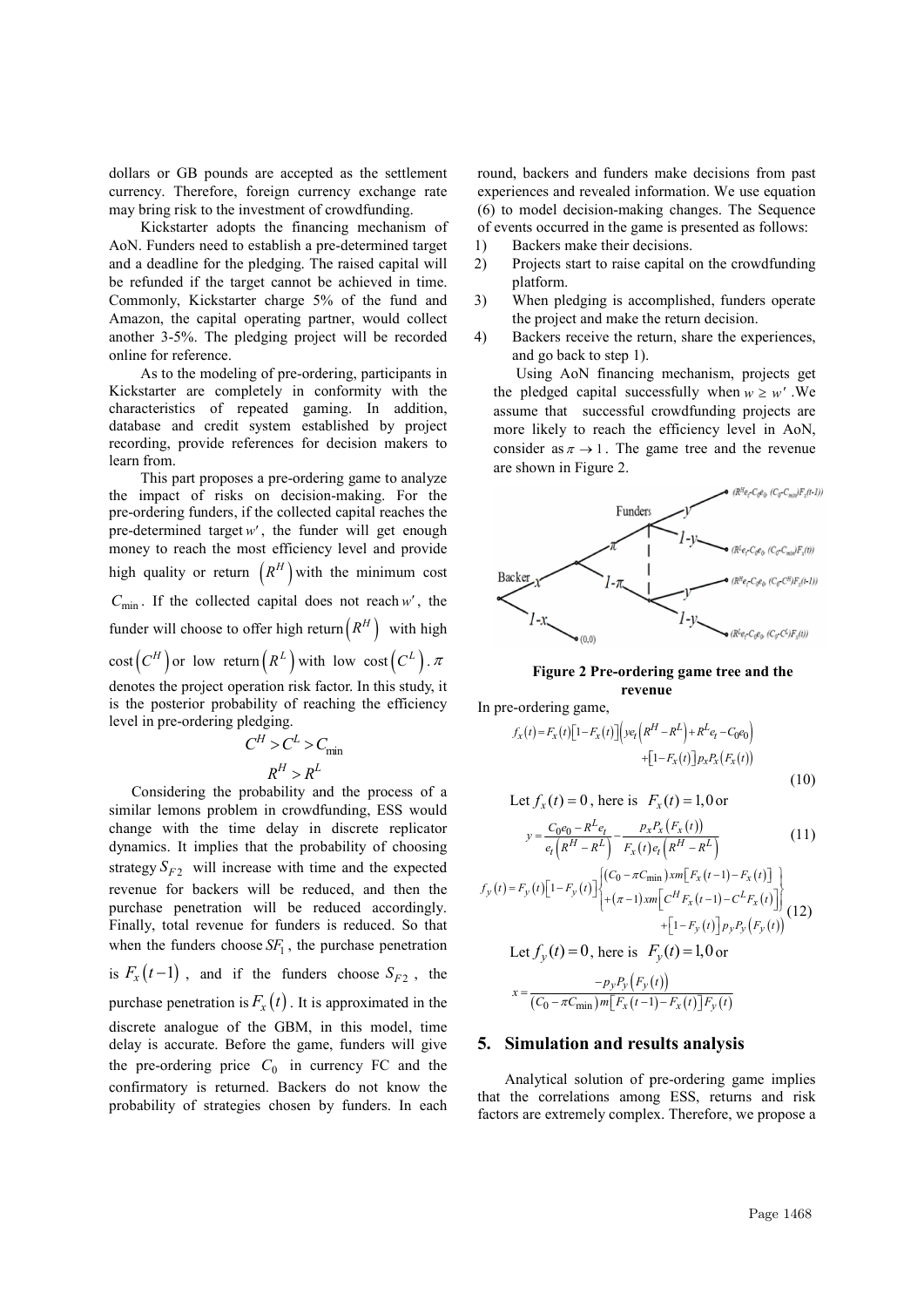dollars or GB pounds are accepted as the settlement currency. Therefore, foreign currency exchange rate may bring risk to the investment of crowdfunding.

Kickstarter adopts the financing mechanism of AoN. Funders need to establish a pre-determined target and a deadline for the pledging. The raised capital will be refunded if the target cannot be achieved in time. Commonly, Kickstarter charge 5% of the fund and Amazon, the capital operating partner, would collect another 3-5%. The pledging project will be recorded online for reference.

As to the modeling of pre-ordering, participants in Kickstarter are completely in conformity with the characteristics of repeated gaming. In addition, database and credit system established by project recording, provide references for decision makers to learn from.

This part proposes a pre-ordering game to analyze the impact of risks on decision-making. For the pre-ordering funders, if the collected capital reaches the pre-determined target $w'$, the funder will get enough money to reach the most efficiency level and provide high quality or return $\left(R^H\right)$ with the minimum cost $C_{\min}$. If the collected capital does not reach $w'$, the funder will choose to offer high return $\left(R^H\right)$ with high cost $\left(C^H\right)$ or low return $\left(R^L\right)$ with low cost $\left(C^L\right)$. $\pi$ denotes the project operation risk factor. In this study, it is the posterior probability of reaching the efficiency level in pre-ordering pledging.

$$C^H > C^L > C_{\min}$$

$$R^H > R^L$$

Considering the probability and the process of a similar lemons problem in crowdfunding, ESS would change with the time delay in discrete replicator dynamics. It implies that the probability of choosing strategy $S_{F2}$ will increase with time and the expected revenue for backers will be reduced, and then the purchase penetration will be reduced accordingly. Finally, total revenue for funders is reduced. So that when the funders choose $SF_1$, the purchase penetration is $F_x(t-1)$, and if the funders choose $S_{F2}$, the purchase penetration is $F_x(t)$. It is approximated in the discrete analogue of the GBM, in this model, time delay is accurate. Before the game, funders will give the pre-ordering price $C_0$ in currency FC and the confirmatory is returned. Backers do not know the probability of strategies chosen by funders. In each round, backers and funders make decisions from past experiences and revealed information. We use equation (6) to model decision-making changes. The Sequence of events occurred in the game is presented as follows:

1) Backers make their decisions.
2) Projects start to raise capital on the crowdfunding platform.
3) When pledging is accomplished, funders operate the project and make the return decision.
4) Backers receive the return, share the experiences, and go back to step 1).

Using AoN financing mechanism, projects get the pledged capital successfully when $w \geq w'$. We assume that successful crowdfunding projects are more likely to reach the efficiency level in AoN, consider as $\pi \to 1$. The game tree and the revenue are shown in Figure 2.

Backer
x
1-x
(0,0)
Funders
π
1-π
y
1-y
y
1-y
$(R^He_t-C_0e_0,\ (C_0-C_{min})F_x(t-1))$
$(R^Le_t-C_0e_0,\ (C_0-C_{min})F_x(t))$
$(R^He_t-C_0e_0,\ (C_0-C^H)F_x(t-1))$
$(R^Le_t-C_0e_0,\ (C_0-C^L)F_x(t))$

**Figure 2 Pre-ordering game tree and the revenue**

In pre-ordering game,

$$f_x(t) = F_x(t)\left[1-F_x(t)\right]\left(ye_t\left(R^H - R^L\right) + R^L e_t - C_0 e_0\right) + \left[1-F_x(t)\right]p_x P_x\left(F_x(t)\right) \tag{10}$$

Let $f_x(t) = 0$, here is $F_x(t) = 1, 0$ or

$$y = \frac{C_0 e_0 - R^L e_t}{e_t\left(R^H - R^L\right)} - \frac{p_x P_x\left(F_x(t)\right)}{F_x(t) e_t\left(R^H - R^L\right)} \tag{11}$$

$$f_y(t) = F_y(t)\left[1-F_y(t)\right]\left\{\begin{aligned}&\left(C_0 - \pi C_{\min}\right)xm\left[F_x(t-1) - F_x(t)\right]\\&+(\pi-1)xm\left[C^H F_x(t-1) - C^L F_x(t)\right]\end{aligned}\right\} + \left[1-F_y(t)\right]p_y P_y\left(F_y(t)\right) \tag{12}$$

Let $f_y(t) = 0$, here is $F_y(t) = 1, 0$ or

$$x = \frac{-p_y P_y\left(F_y(t)\right)}{\left(C_0 - \pi C_{\min}\right)m\left[F_x(t-1) - F_x(t)\right]F_y(t)}$$

## 5. Simulation and results analysis

Analytical solution of pre-ordering game implies that the correlations among ESS, returns and risk factors are extremely complex. Therefore, we propose a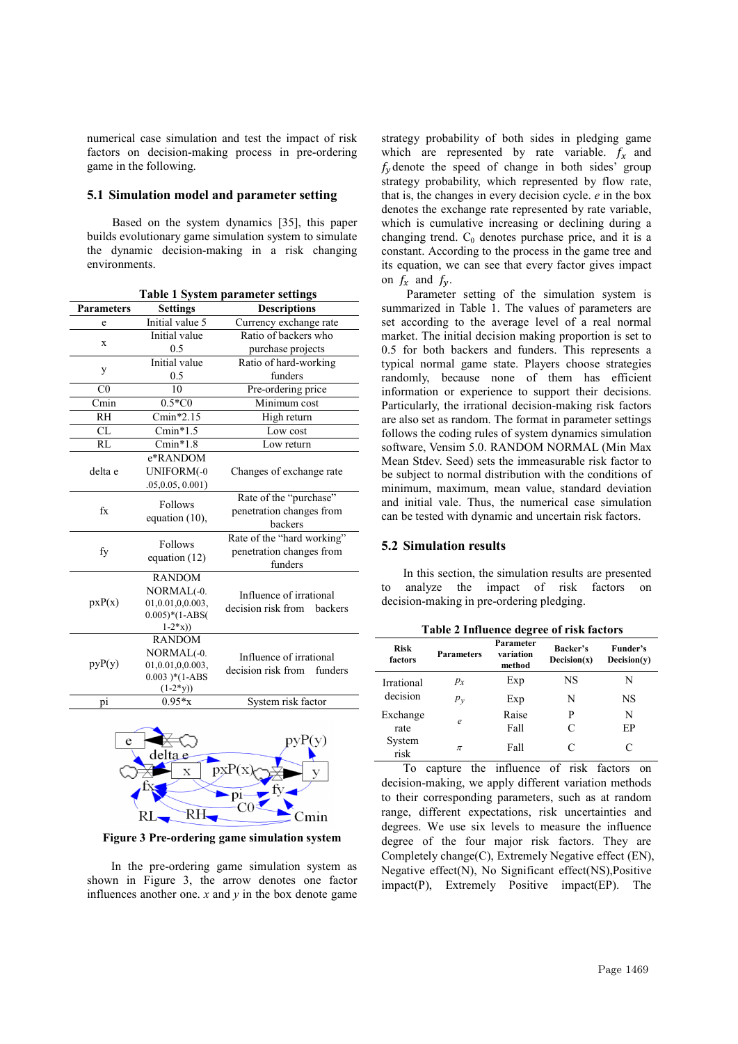numerical case simulation and test the impact of risk factors on decision-making process in pre-ordering game in the following.

## 5.1 Simulation model and parameter setting

Based on the system dynamics [35], this paper builds evolutionary game simulation system to simulate the dynamic decision-making in a risk changing environments.

**Table 1 System parameter settings**

| Parameters | Settings | Descriptions |
|---|---|---|
| e | Initial value 5 | Currency exchange rate |
| x | Initial value 0.5 | Ratio of backers who purchase projects |
| y | Initial value 0.5 | Ratio of hard-working funders |
| C0 | 10 | Pre-ordering price |
| Cmin | 0.5*C0 | Minimum cost |
| RH | Cmin*2.15 | High return |
| CL | Cmin*1.5 | Low cost |
| RL | Cmin*1.8 | Low return |
| delta e | e*RANDOM UNIFORM(-0.05,0.05, 0.001) | Changes of exchange rate |
| fx | Follows equation (10), | Rate of the "purchase" penetration changes from backers |
| fy | Follows equation (12) | Rate of the "hard working" penetration changes from funders |
| pxP(x) | RANDOM NORMAL(-0.01,0.01,0,0.003, 0.005)*(1-ABS(1-2*x)) | Influence of irrational decision risk from backers |
| pyP(y) | RANDOM NORMAL(-0.01,0.01,0,0.003, 0.003 )*(1-ABS (1-2*y)) | Influence of irrational decision risk from funders |
| pi | 0.95*x | System risk factor |

e
delta e
x
pxP(x)
pyP(y)
y
fx
pi
fy
C0
RL
RH
Cmin

Figure 3 Pre-ordering game simulation system

In the pre-ordering game simulation system as shown in Figure 3, the arrow denotes one factor influences another one. $x$ and $y$ in the box denote game strategy probability of both sides in pledging game which are represented by rate variable. $f_x$ and $f_y$ denote the speed of change in both sides' group strategy probability, which represented by flow rate, that is, the changes in every decision cycle. $e$ in the box denotes the exchange rate represented by rate variable, which is cumulative increasing or declining during a changing trend. $C_0$ denotes purchase price, and it is a constant. According to the process in the game tree and its equation, we can see that every factor gives impact on $f_x$ and $f_y$.

Parameter setting of the simulation system is summarized in Table 1. The values of parameters are set according to the average level of a real normal market. The initial decision making proportion is set to 0.5 for both backers and funders. This represents a typical normal game state. Players choose strategies randomly, because none of them has efficient information or experience to support their decisions. Particularly, the irrational decision-making risk factors are also set as random. The format in parameter settings follows the coding rules of system dynamics simulation software, Vensim 5.0. RANDOM NORMAL (Min Max Mean Stdev. Seed) sets the immeasurable risk factor to be subject to normal distribution with the conditions of minimum, maximum, mean value, standard deviation and initial vale. Thus, the numerical case simulation can be tested with dynamic and uncertain risk factors.

## 5.2 Simulation results

In this section, the simulation results are presented to analyze the impact of risk factors on decision-making in pre-ordering pledging.

**Table 2 Influence degree of risk factors**

| Risk factors | Parameters | Parameter variation method | Backer's Decision(x) | Funder's Decision(y) |
|---|---|---|---|---|
| Irrational decision | $p_x$ | Exp | NS | N |
| | $p_y$ | Exp | N | NS |
| Exchange rate | $e$ | Raise | P | N |
| | | Fall | C | EP |
| System risk | $\pi$ | Fall | C | C |

To capture the influence of risk factors on decision-making, we apply different variation methods to their corresponding parameters, such as at random range, different expectations, risk uncertainties and degrees. We use six levels to measure the influence degree of the four major risk factors. They are Completely change(C), Extremely Negative effect (EN), Negative effect(N), No Significant effect(NS),Positive impact(P), Extremely Positive impact(EP). The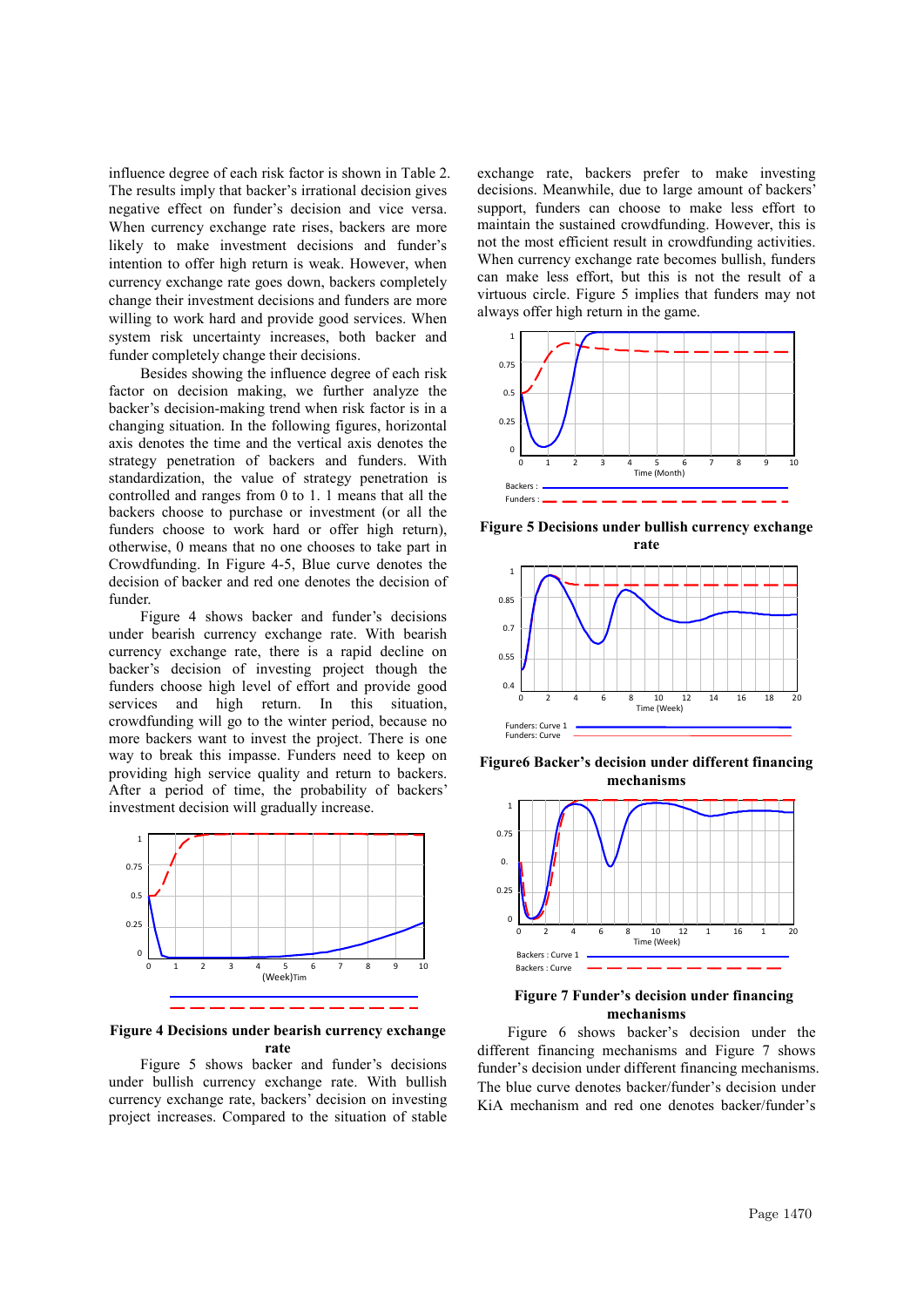influence degree of each risk factor is shown in Table 2. The results imply that backer's irrational decision gives negative effect on funder's decision and vice versa. When currency exchange rate rises, backers are more likely to make investment decisions and funder's intention to offer high return is weak. However, when currency exchange rate goes down, backers completely change their investment decisions and funders are more willing to work hard and provide good services. When system risk uncertainty increases, both backer and funder completely change their decisions.

Besides showing the influence degree of each risk factor on decision making, we further analyze the backer's decision-making trend when risk factor is in a changing situation. In the following figures, horizontal axis denotes the time and the vertical axis denotes the strategy penetration of backers and funders. With standardization, the value of strategy penetration is controlled and ranges from 0 to 1. 1 means that all the backers choose to purchase or investment (or all the funders choose to work hard or offer high return), otherwise, 0 means that no one chooses to take part in Crowdfunding. In Figure 4-5, Blue curve denotes the decision of backer and red one denotes the decision of funder.

Figure 4 shows backer and funder's decisions under bearish currency exchange rate. With bearish currency exchange rate, there is a rapid decline on backer's decision of investing project though the funders choose high level of effort and provide good services and high return. In this situation, crowdfunding will go to the winter period, because no more backers want to invest the project. There is one way to break this impasse. Funders need to keep on providing high service quality and return to backers. After a period of time, the probability of backers' investment decision will gradually increase.

1
0.75
0.5
0.25
0
0 1 2 3 4 5 6 7 8 9 10
(Week)Tim

**Figure 4 Decisions under bearish currency exchange rate**

Figure 5 shows backer and funder's decisions under bullish currency exchange rate. With bullish currency exchange rate, backers' decision on investing project increases. Compared to the situation of stable exchange rate, backers prefer to make investing decisions. Meanwhile, due to large amount of backers' support, funders can choose to make less effort to maintain the sustained crowdfunding. However, this is not the most efficient result in crowdfunding activities. When currency exchange rate becomes bullish, funders can make less effort, but this is not the result of a virtuous circle. Figure 5 implies that funders may not always offer high return in the game.

1
0.75
0.5
0.25
0
0 1 2 3 4 5 6 7 8 9 10
Time (Month)
Backers :
Funders :

**Figure 5 Decisions under bullish currency exchange rate**

1
0.85
0.7
0.55
0.4
0 2 4 6 8 10 12 14 16 18 20
Time (Week)
Funders: Curve 1
Funders: Curve

**Figure6 Backer's decision under different financing mechanisms**

1
0.75
0.
0.25
0
0 2 4 6 8 10 12 1 16 1 20
Time (Week)
Backers : Curve 1
Backers : Curve

**Figure 7 Funder's decision under financing mechanisms**

Figure 6 shows backer's decision under the different financing mechanisms and Figure 7 shows funder's decision under different financing mechanisms. The blue curve denotes backer/funder's decision under KiA mechanism and red one denotes backer/funder's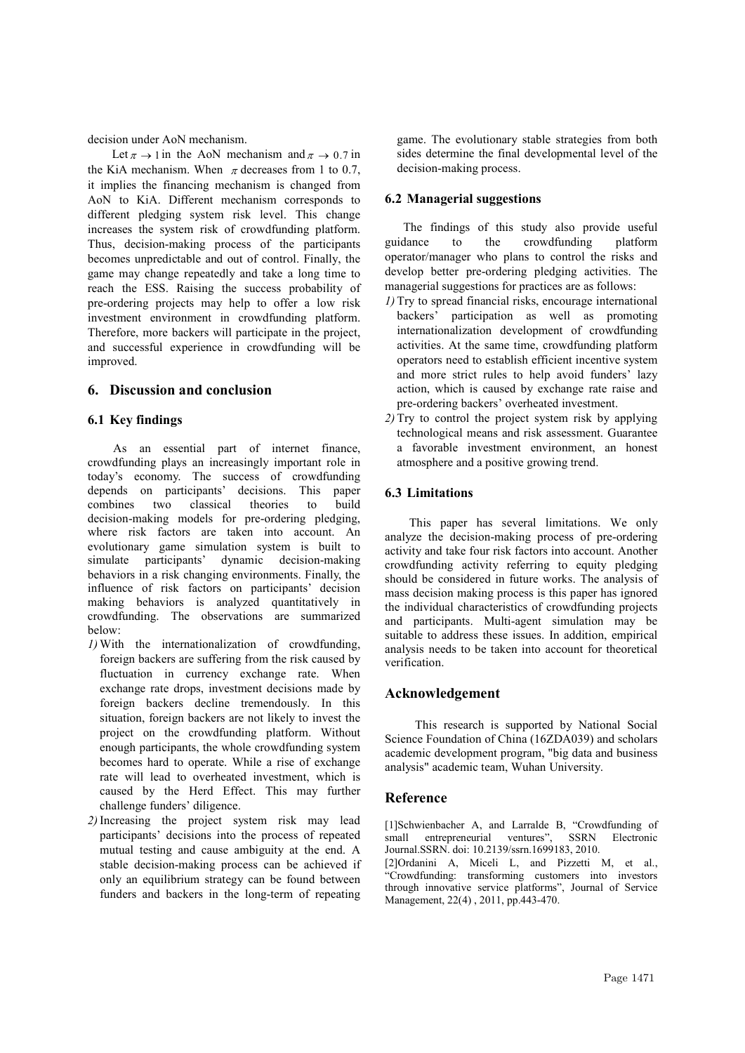decision under AoN mechanism.

Let $\pi \to 1$ in the AoN mechanism and $\pi \to 0.7$ in the KiA mechanism. When $\pi$ decreases from 1 to 0.7, it implies the financing mechanism is changed from AoN to KiA. Different mechanism corresponds to different pledging system risk level. This change increases the system risk of crowdfunding platform. Thus, decision-making process of the participants becomes unpredictable and out of control. Finally, the game may change repeatedly and take a long time to reach the ESS. Raising the success probability of pre-ordering projects may help to offer a low risk investment environment in crowdfunding platform. Therefore, more backers will participate in the project, and successful experience in crowdfunding will be improved.

## 6. Discussion and conclusion

### 6.1 Key findings

As an essential part of internet finance, crowdfunding plays an increasingly important role in today's economy. The success of crowdfunding depends on participants' decisions. This paper combines two classical theories to build decision-making models for pre-ordering pledging, where risk factors are taken into account. An evolutionary game simulation system is built to simulate participants' dynamic decision-making behaviors in a risk changing environments. Finally, the influence of risk factors on participants' decision making behaviors is analyzed quantitatively in crowdfunding. The observations are summarized below:

*1)* With the internationalization of crowdfunding, foreign backers are suffering from the risk caused by fluctuation in currency exchange rate. When exchange rate drops, investment decisions made by foreign backers decline tremendously. In this situation, foreign backers are not likely to invest the project on the crowdfunding platform. Without enough participants, the whole crowdfunding system becomes hard to operate. While a rise of exchange rate will lead to overheated investment, which is caused by the Herd Effect. This may further challenge funders' diligence.

*2)* Increasing the project system risk may lead participants' decisions into the process of repeated mutual testing and cause ambiguity at the end. A stable decision-making process can be achieved if only an equilibrium strategy can be found between funders and backers in the long-term of repeating game. The evolutionary stable strategies from both sides determine the final developmental level of the decision-making process.

### 6.2 Managerial suggestions

The findings of this study also provide useful guidance to the crowdfunding platform operator/manager who plans to control the risks and develop better pre-ordering pledging activities. The managerial suggestions for practices are as follows:

*1)* Try to spread financial risks, encourage international backers' participation as well as promoting internationalization development of crowdfunding activities. At the same time, crowdfunding platform operators need to establish efficient incentive system and more strict rules to help avoid funders' lazy action, which is caused by exchange rate raise and pre-ordering backers' overheated investment.

*2)* Try to control the project system risk by applying technological means and risk assessment. Guarantee a favorable investment environment, an honest atmosphere and a positive growing trend.

### 6.3 Limitations

This paper has several limitations. We only analyze the decision-making process of pre-ordering activity and take four risk factors into account. Another crowdfunding activity referring to equity pledging should be considered in future works. The analysis of mass decision making process is this paper has ignored the individual characteristics of crowdfunding projects and participants. Multi-agent simulation may be suitable to address these issues. In addition, empirical analysis needs to be taken into account for theoretical verification.

## Acknowledgement

This research is supported by National Social Science Foundation of China (16ZDA039) and scholars academic development program, "big data and business analysis" academic team, Wuhan University.

## Reference

[1]Schwienbacher A, and Larralde B, "Crowdfunding of small entrepreneurial ventures", SSRN Electronic Journal.SSRN. doi: 10.2139/ssrn.1699183, 2010.

[2]Ordanini A, Miceli L, and Pizzetti M, et al., "Crowdfunding: transforming customers into investors through innovative service platforms", Journal of Service Management, 22(4) , 2011, pp.443-470.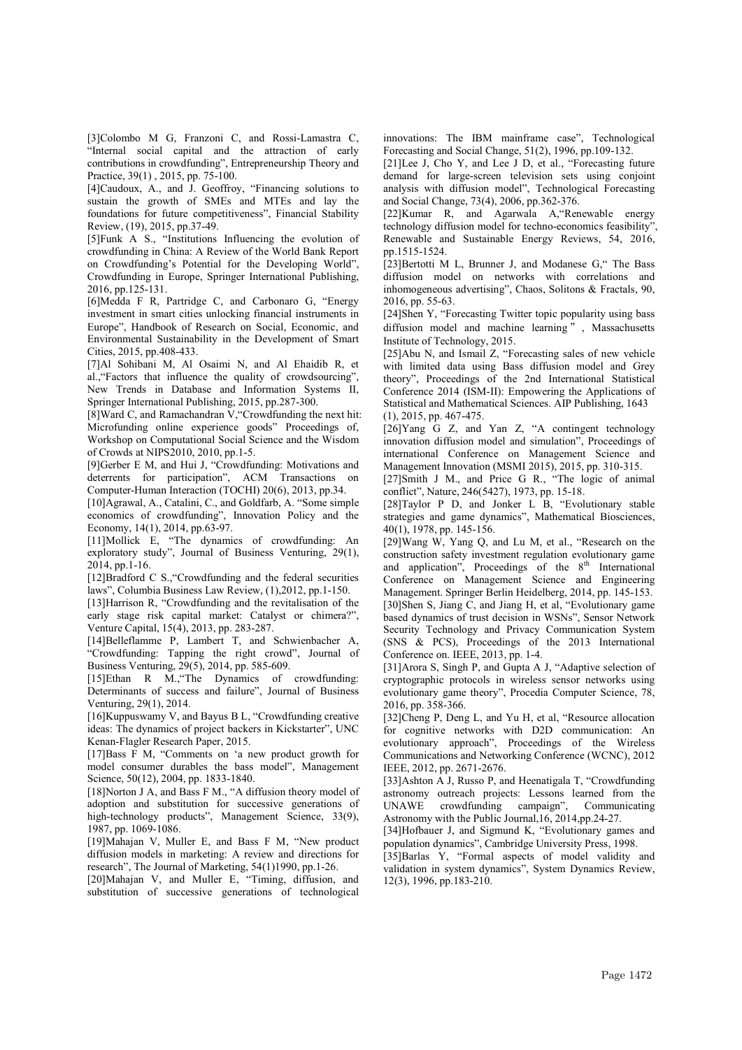[3]Colombo M G, Franzoni C, and Rossi-Lamastra C, "Internal social capital and the attraction of early contributions in crowdfunding", Entrepreneurship Theory and Practice, 39(1) , 2015, pp. 75-100.

[4]Caudoux, A., and J. Geoffroy, "Financing solutions to sustain the growth of SMEs and MTEs and lay the foundations for future competitiveness", Financial Stability Review, (19), 2015, pp.37-49.

[5]Funk A S., "Institutions Influencing the evolution of crowdfunding in China: A Review of the World Bank Report on Crowdfunding's Potential for the Developing World", Crowdfunding in Europe, Springer International Publishing, 2016, pp.125-131.

[6]Medda F R, Partridge C, and Carbonaro G, "Energy investment in smart cities unlocking financial instruments in Europe", Handbook of Research on Social, Economic, and Environmental Sustainability in the Development of Smart Cities, 2015, pp.408-433.

[7]Al Sohibani M, Al Osaimi N, and Al Ehaidib R, et al.,"Factors that influence the quality of crowdsourcing", New Trends in Database and Information Systems II, Springer International Publishing, 2015, pp.287-300.

[8]Ward C, and Ramachandran V,"Crowdfunding the next hit: Microfunding online experience goods" Proceedings of, Workshop on Computational Social Science and the Wisdom of Crowds at NIPS2010, 2010, pp.1-5.

[9]Gerber E M, and Hui J, "Crowdfunding: Motivations and deterrents for participation", ACM Transactions on Computer-Human Interaction (TOCHI) 20(6), 2013, pp.34.

[10]Agrawal, A., Catalini, C., and Goldfarb, A. "Some simple economics of crowdfunding", Innovation Policy and the Economy, 14(1), 2014, pp.63-97.

[11]Mollick E, "The dynamics of crowdfunding: An exploratory study", Journal of Business Venturing, 29(1), 2014, pp.1-16.

[12]Bradford C S.,"Crowdfunding and the federal securities laws", Columbia Business Law Review, (1),2012, pp.1-150.

[13]Harrison R, "Crowdfunding and the revitalisation of the early stage risk capital market: Catalyst or chimera?", Venture Capital, 15(4), 2013, pp. 283-287.

[14]Belleflamme P, Lambert T, and Schwienbacher A, "Crowdfunding: Tapping the right crowd", Journal of Business Venturing, 29(5), 2014, pp. 585-609.

[15]Ethan R M.,"The Dynamics of crowdfunding: Determinants of success and failure", Journal of Business Venturing, 29(1), 2014.

[16]Kuppuswamy V, and Bayus B L, "Crowdfunding creative ideas: The dynamics of project backers in Kickstarter", UNC Kenan-Flagler Research Paper, 2015.

[17]Bass F M, "Comments on 'a new product growth for model consumer durables the bass model", Management Science, 50(12), 2004, pp. 1833-1840.

[18]Norton J A, and Bass F M., "A diffusion theory model of adoption and substitution for successive generations of high-technology products", Management Science, 33(9), 1987, pp. 1069-1086.

[19]Mahajan V, Muller E, and Bass F M, "New product diffusion models in marketing: A review and directions for research", The Journal of Marketing, 54(1)1990, pp.1-26.

[20]Mahajan V, and Muller E, "Timing, diffusion, and substitution of successive generations of technological innovations: The IBM mainframe case", Technological Forecasting and Social Change, 51(2), 1996, pp.109-132.

[21]Lee J, Cho Y, and Lee J D, et al., "Forecasting future demand for large-screen television sets using conjoint analysis with diffusion model", Technological Forecasting and Social Change, 73(4), 2006, pp.362-376.

[22]Kumar R, and Agarwala A,"Renewable energy technology diffusion model for techno-economics feasibility", Renewable and Sustainable Energy Reviews, 54, 2016, pp.1515-1524.

[23]Bertotti M L, Brunner J, and Modanese G," The Bass diffusion model on networks with correlations and inhomogeneous advertising", Chaos, Solitons & Fractals, 90, 2016, pp. 55-63.

[24]Shen Y, "Forecasting Twitter topic popularity using bass diffusion model and machine learning", Massachusetts Institute of Technology, 2015.

[25]Abu N, and Ismail Z, "Forecasting sales of new vehicle with limited data using Bass diffusion model and Grey theory", Proceedings of the 2nd International Statistical Conference 2014 (ISM-II): Empowering the Applications of Statistical and Mathematical Sciences. AIP Publishing, 1643 (1), 2015, pp. 467-475.

[26]Yang G Z, and Yan Z, "A contingent technology innovation diffusion model and simulation", Proceedings of international Conference on Management Science and Management Innovation (MSMI 2015), 2015, pp. 310-315.

[27]Smith J M., and Price G R., "The logic of animal conflict", Nature, 246(5427), 1973, pp. 15-18.

[28]Taylor P D, and Jonker L B, "Evolutionary stable strategies and game dynamics", Mathematical Biosciences, 40(1), 1978, pp. 145-156.

[29]Wang W, Yang Q, and Lu M, et al., "Research on the construction safety investment regulation evolutionary game and application", Proceedings of the 8th International Conference on Management Science and Engineering Management. Springer Berlin Heidelberg, 2014, pp. 145-153.

[30]Shen S, Jiang C, and Jiang H, et al, "Evolutionary game based dynamics of trust decision in WSNs", Sensor Network Security Technology and Privacy Communication System (SNS & PCS), Proceedings of the 2013 International Conference on. IEEE, 2013, pp. 1-4.

[31]Arora S, Singh P, and Gupta A J, "Adaptive selection of cryptographic protocols in wireless sensor networks using evolutionary game theory", Procedia Computer Science, 78, 2016, pp. 358-366.

[32]Cheng P, Deng L, and Yu H, et al, "Resource allocation for cognitive networks with D2D communication: An evolutionary approach", Proceedings of the Wireless Communications and Networking Conference (WCNC), 2012 IEEE, 2012, pp. 2671-2676.

[33]Ashton A J, Russo P, and Heenatigala T, "Crowdfunding astronomy outreach projects: Lessons learned from the UNAWE crowdfunding campaign", Communicating Astronomy with the Public Journal,16, 2014,pp.24-27.

[34]Hofbauer J, and Sigmund K, "Evolutionary games and population dynamics", Cambridge University Press, 1998.

[35]Barlas Y, "Formal aspects of model validity and validation in system dynamics", System Dynamics Review, 12(3), 1996, pp.183-210.